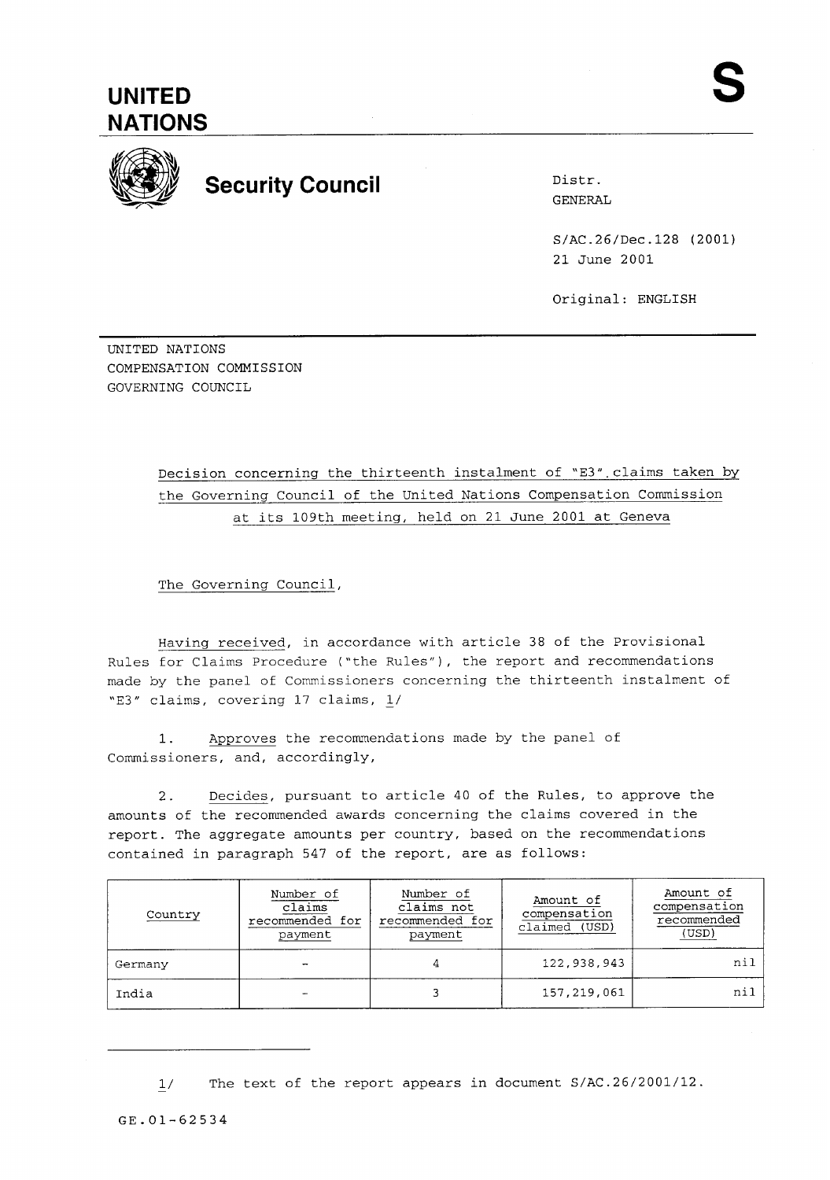# UNITED NATIONS

**S**

## Security Council

Distr.
GENERAL

S/AC.26/Dec.128 (2001)
21 June 2001

Original: ENGLISH

UNITED NATIONS
COMPENSATION COMMISSION
GOVERNING COUNCIL

Decision concerning the thirteenth instalment of "E3" claims taken by the Governing Council of the United Nations Compensation Commission at its 109th meeting, held on 21 June 2001 at Geneva

The Governing Council,

Having received, in accordance with article 38 of the Provisional Rules for Claims Procedure ("the Rules"), the report and recommendations made by the panel of Commissioners concerning the thirteenth instalment of "E3" claims, covering 17 claims, 1/

1. Approves the recommendations made by the panel of Commissioners, and, accordingly,

2. Decides, pursuant to article 40 of the Rules, to approve the amounts of the recommended awards concerning the claims covered in the report. The aggregate amounts per country, based on the recommendations contained in paragraph 547 of the report, are as follows:

| Country | Number of claims recommended for payment | Number of claims not recommended for payment | Amount of compensation claimed (USD) | Amount of compensation recommended (USD) |
|---|---|---|---|---|
| Germany | - | 4 | 122,938,943 | nil |
| India | - | 3 | 157,219,061 | nil |

1/ The text of the report appears in document S/AC.26/2001/12.

GE.01-62534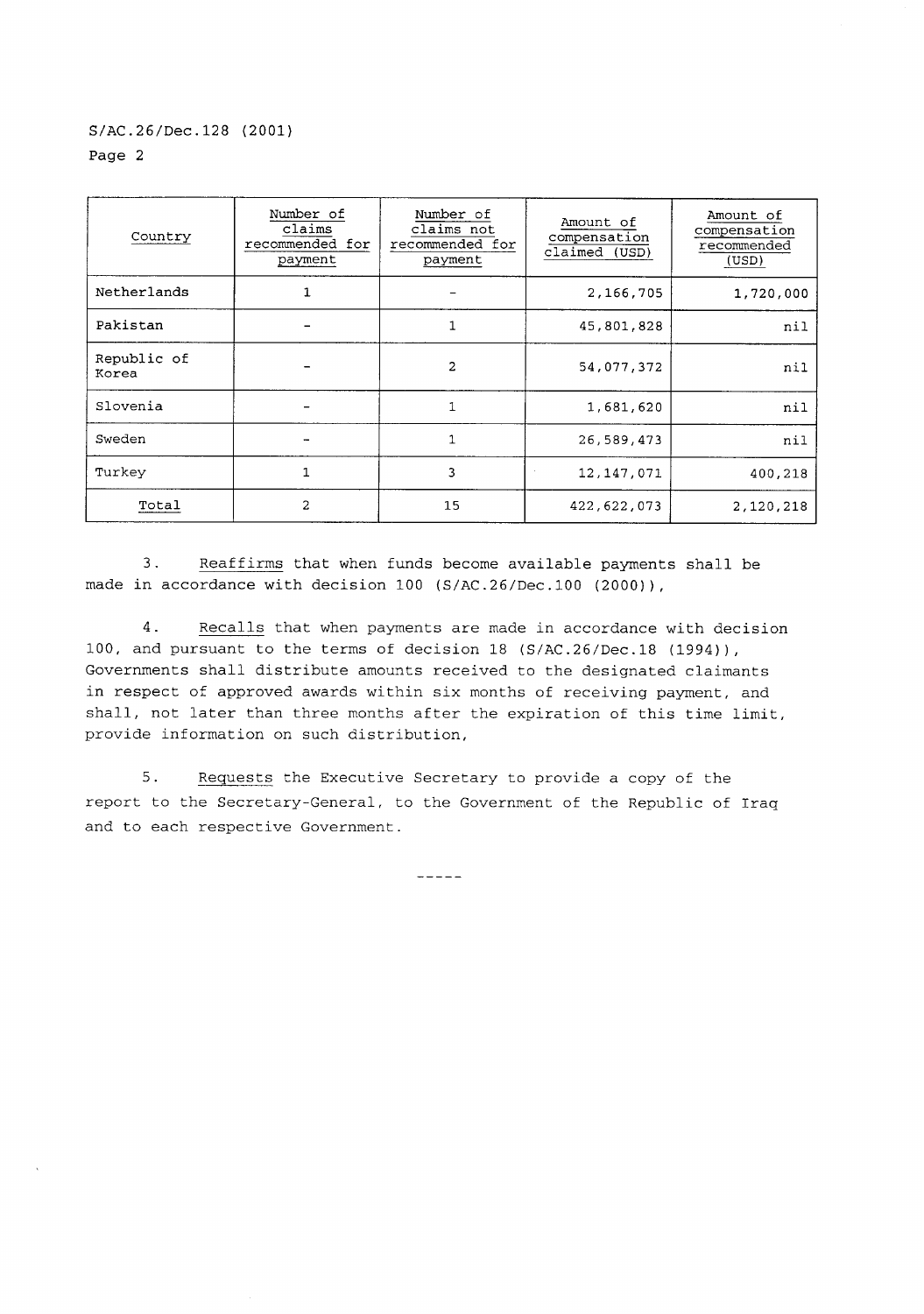| Country | Number of claims recommended for payment | Number of claims not recommended for payment | Amount of compensation claimed (USD) | Amount of compensation recommended (USD) |
|---|---|---|---|---|
| Netherlands | 1 | - | 2,166,705 | 1,720,000 |
| Pakistan | - | 1 | 45,801,828 | nil |
| Republic of Korea | - | 2 | 54,077,372 | nil |
| Slovenia | - | 1 | 1,681,620 | nil |
| Sweden | - | 1 | 26,589,473 | nil |
| Turkey | 1 | 3 | 12,147,071 | 400,218 |
| Total | 2 | 15 | 422,622,073 | 2,120,218 |

3. Reaffirms that when funds become available payments shall be made in accordance with decision 100 (S/AC.26/Dec.100 (2000)),

4. Recalls that when payments are made in accordance with decision 100, and pursuant to the terms of decision 18 (S/AC.26/Dec.18 (1994)), Governments shall distribute amounts received to the designated claimants in respect of approved awards within six months of receiving payment, and shall, not later than three months after the expiration of this time limit, provide information on such distribution,

5. Requests the Executive Secretary to provide a copy of the report to the Secretary-General, to the Government of the Republic of Iraq and to each respective Government.

-----